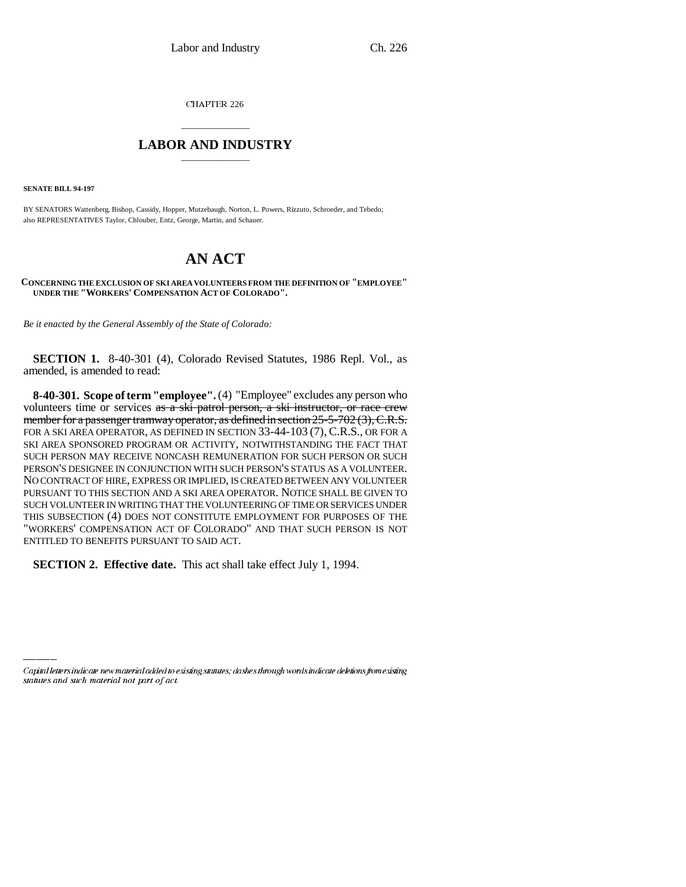CHAPTER 226

## LABOR AND INDUSTRY

**SENATE BILL 94-197**

BY SENATORS Wattenberg, Bishop, Cassidy, Hopper, Mutzebaugh, Norton, L. Powers, Rizzuto, Schroeder, and Tebedo; also REPRESENTATIVES Taylor, Chlouber, Entz, George, Martin, and Schauer.

# AN ACT

**CONCERNING THE EXCLUSION OF SKI AREA VOLUNTEERS FROM THE DEFINITION OF "EMPLOYEE" UNDER THE "WORKERS' COMPENSATION ACT OF COLORADO".**

*Be it enacted by the General Assembly of the State of Colorado:*

**SECTION 1.** 8-40-301 (4), Colorado Revised Statutes, 1986 Repl. Vol., as amended, is amended to read:

**8-40-301. Scope of term "employee".** (4) "Employee" excludes any person who volunteers time or services ~~as a ski patrol person, a ski instructor, or race crew member for a passenger tramway operator, as defined in section 25-5-702 (3), C.R.S.~~ FOR A SKI AREA OPERATOR, AS DEFINED IN SECTION 33-44-103 (7), C.R.S., OR FOR A SKI AREA SPONSORED PROGRAM OR ACTIVITY, NOTWITHSTANDING THE FACT THAT SUCH PERSON MAY RECEIVE NONCASH REMUNERATION FOR SUCH PERSON OR SUCH PERSON'S DESIGNEE IN CONJUNCTION WITH SUCH PERSON'S STATUS AS A VOLUNTEER. NO CONTRACT OF HIRE, EXPRESS OR IMPLIED, IS CREATED BETWEEN ANY VOLUNTEER PURSUANT TO THIS SECTION AND A SKI AREA OPERATOR. NOTICE SHALL BE GIVEN TO SUCH VOLUNTEER IN WRITING THAT THE VOLUNTEERING OF TIME OR SERVICES UNDER THIS SUBSECTION (4) DOES NOT CONSTITUTE EMPLOYMENT FOR PURPOSES OF THE "WORKERS' COMPENSATION ACT OF COLORADO" AND THAT SUCH PERSON IS NOT ENTITLED TO BENEFITS PURSUANT TO SAID ACT.

**SECTION 2. Effective date.** This act shall take effect July 1, 1994.

*Capital letters indicate new material added to existing statutes; dashes through words indicate deletions from existing statutes and such material not part of act.*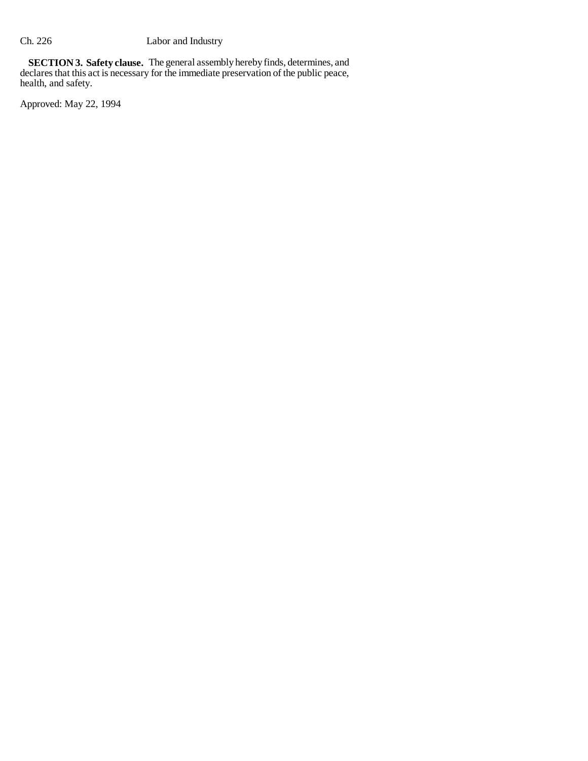**SECTION 3. Safety clause.** The general assembly hereby finds, determines, and declares that this act is necessary for the immediate preservation of the public peace, health, and safety.

Approved: May 22, 1994